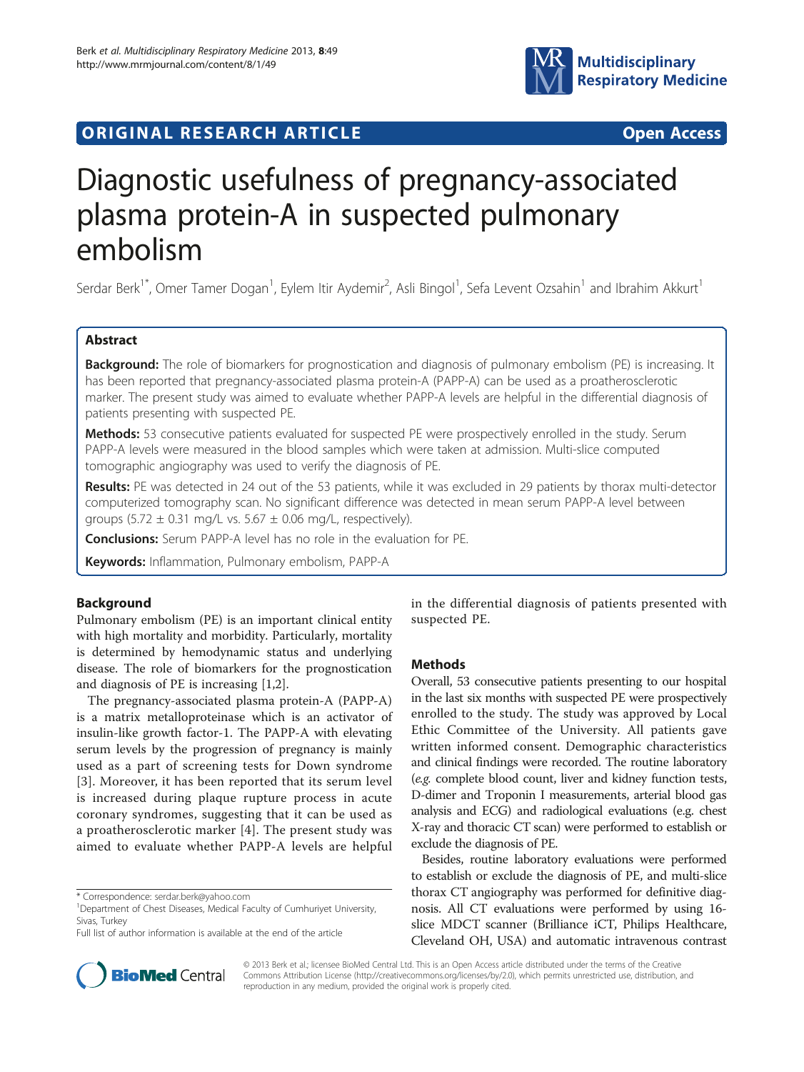## ORIGINAL RESEARCH ARTICLE

Open Access

# Diagnostic usefulness of pregnancy-associated plasma protein-A in suspected pulmonary embolism

Serdar Berk[1*], Omer Tamer Dogan[1], Eylem Itir Aydemir[2], Asli Bingol[1], Sefa Levent Ozsahin[1] and Ibrahim Akkurt[1]

## Abstract

**Background:** The role of biomarkers for prognostication and diagnosis of pulmonary embolism (PE) is increasing. It has been reported that pregnancy-associated plasma protein-A (PAPP-A) can be used as a proatherosclerotic marker. The present study was aimed to evaluate whether PAPP-A levels are helpful in the differential diagnosis of patients presenting with suspected PE.

**Methods:** 53 consecutive patients evaluated for suspected PE were prospectively enrolled in the study. Serum PAPP-A levels were measured in the blood samples which were taken at admission. Multi-slice computed tomographic angiography was used to verify the diagnosis of PE.

**Results:** PE was detected in 24 out of the 53 patients, while it was excluded in 29 patients by thorax multi-detector computerized tomography scan. No significant difference was detected in mean serum PAPP-A level between groups (5.72 ± 0.31 mg/L vs. 5.67 ± 0.06 mg/L, respectively).

**Conclusions:** Serum PAPP-A level has no role in the evaluation for PE.

**Keywords:** Inflammation, Pulmonary embolism, PAPP-A

## Background

Pulmonary embolism (PE) is an important clinical entity with high mortality and morbidity. Particularly, mortality is determined by hemodynamic status and underlying disease. The role of biomarkers for the prognostication and diagnosis of PE is increasing [1,2].

The pregnancy-associated plasma protein-A (PAPP-A) is a matrix metalloproteinase which is an activator of insulin-like growth factor-1. The PAPP-A with elevating serum levels by the progression of pregnancy is mainly used as a part of screening tests for Down syndrome [3]. Moreover, it has been reported that its serum level is increased during plaque rupture process in acute coronary syndromes, suggesting that it can be used as a proatherosclerotic marker [4]. The present study was aimed to evaluate whether PAPP-A levels are helpful in the differential diagnosis of patients presented with suspected PE.

## Methods

Overall, 53 consecutive patients presenting to our hospital in the last six months with suspected PE were prospectively enrolled to the study. The study was approved by Local Ethic Committee of the University. All patients gave written informed consent. Demographic characteristics and clinical findings were recorded. The routine laboratory (*e.g.* complete blood count, liver and kidney function tests, D-dimer and Troponin I measurements, arterial blood gas analysis and ECG) and radiological evaluations (e.g. chest X-ray and thoracic CT scan) were performed to establish or exclude the diagnosis of PE.

Besides, routine laboratory evaluations were performed to establish or exclude the diagnosis of PE, and multi-slice thorax CT angiography was performed for definitive diagnosis. All CT evaluations were performed by using 16-slice MDCT scanner (Brilliance iCT, Philips Healthcare, Cleveland OH, USA) and automatic intravenous contrast

\* Correspondence: serdar.berk@yahoo.com
[1]Department of Chest Diseases, Medical Faculty of Cumhuriyet University, Sivas, Turkey
Full list of author information is available at the end of the article

© 2013 Berk et al.; licensee BioMed Central Ltd. This is an Open Access article distributed under the terms of the Creative Commons Attribution License (http://creativecommons.org/licenses/by/2.0), which permits unrestricted use, distribution, and reproduction in any medium, provided the original work is properly cited.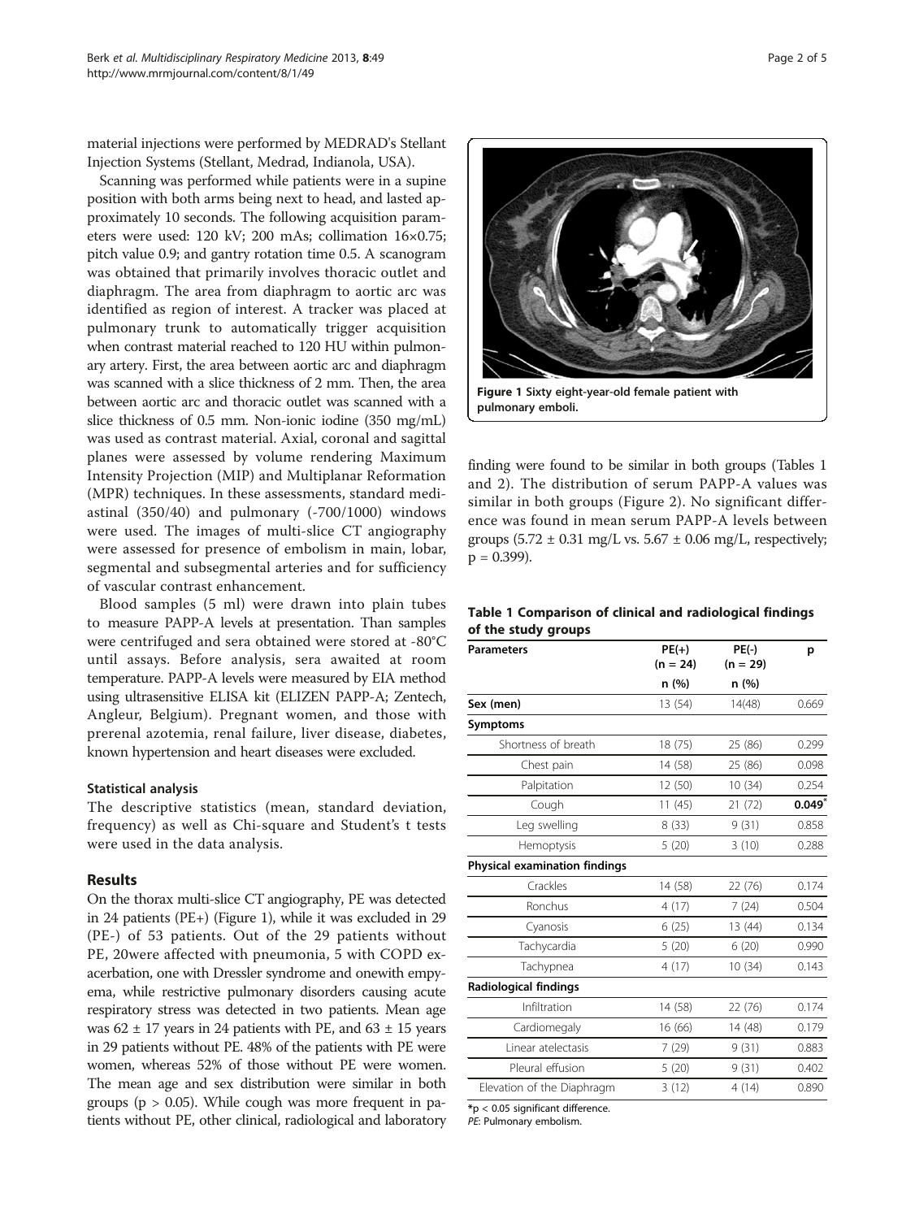material injections were performed by MEDRAD's Stellant Injection Systems (Stellant, Medrad, Indianola, USA).

Scanning was performed while patients were in a supine position with both arms being next to head, and lasted approximately 10 seconds. The following acquisition parameters were used: 120 kV; 200 mAs; collimation 16×0.75; pitch value 0.9; and gantry rotation time 0.5. A scanogram was obtained that primarily involves thoracic outlet and diaphragm. The area from diaphragm to aortic arc was identified as region of interest. A tracker was placed at pulmonary trunk to automatically trigger acquisition when contrast material reached to 120 HU within pulmonary artery. First, the area between aortic arc and diaphragm was scanned with a slice thickness of 2 mm. Then, the area between aortic arc and thoracic outlet was scanned with a slice thickness of 0.5 mm. Non-ionic iodine (350 mg/mL) was used as contrast material. Axial, coronal and sagittal planes were assessed by volume rendering Maximum Intensity Projection (MIP) and Multiplanar Reformation (MPR) techniques. In these assessments, standard mediastinal (350/40) and pulmonary (-700/1000) windows were used. The images of multi-slice CT angiography were assessed for presence of embolism in main, lobar, segmental and subsegmental arteries and for sufficiency of vascular contrast enhancement.

Blood samples (5 ml) were drawn into plain tubes to measure PAPP-A levels at presentation. Than samples were centrifuged and sera obtained were stored at -80°C until assays. Before analysis, sera awaited at room temperature. PAPP-A levels were measured by EIA method using ultrasensitive ELISA kit (ELIZEN PAPP-A; Zentech, Angleur, Belgium). Pregnant women, and those with prerenal azotemia, renal failure, liver disease, diabetes, known hypertension and heart diseases were excluded.

### Statistical analysis

The descriptive statistics (mean, standard deviation, frequency) as well as Chi-square and Student's t tests were used in the data analysis.

## Results

On the thorax multi-slice CT angiography, PE was detected in 24 patients (PE+) (Figure 1), while it was excluded in 29 (PE-) of 53 patients. Out of the 29 patients without PE, 20were affected with pneumonia, 5 with COPD exacerbation, one with Dressler syndrome and onewith empyema, while restrictive pulmonary disorders causing acute respiratory stress was detected in two patients. Mean age was 62 ± 17 years in 24 patients with PE, and 63 ± 15 years in 29 patients without PE. 48% of the patients with PE were women, whereas 52% of those without PE were women. The mean age and sex distribution were similar in both groups ($p > 0.05$). While cough was more frequent in patients without PE, other clinical, radiological and laboratory finding were found to be similar in both groups (Tables 1 and 2). The distribution of serum PAPP-A values was similar in both groups (Figure 2). No significant difference was found in mean serum PAPP-A levels between groups (5.72 ± 0.31 mg/L vs. 5.67 ± 0.06 mg/L, respectively; $p = 0.399$).

**Figure 1 Sixty eight-year-old female patient with pulmonary emboli.**

**Table 1 Comparison of clinical and radiological findings of the study groups**

| Parameters | PE(+) (n = 24) | PE(-) (n = 29) | p |
|---|---|---|---|
| | n (%) | n (%) | |
| **Sex (men)** | 13 (54) | 14(48) | 0.669 |
| **Symptoms** | | | |
| Shortness of breath | 18 (75) | 25 (86) | 0.299 |
| Chest pain | 14 (58) | 25 (86) | 0.098 |
| Palpitation | 12 (50) | 10 (34) | 0.254 |
| Cough | 11 (45) | 21 (72) | **0.049*** |
| Leg swelling | 8 (33) | 9 (31) | 0.858 |
| Hemoptysis | 5 (20) | 3 (10) | 0.288 |
| **Physical examination findings** | | | |
| Crackles | 14 (58) | 22 (76) | 0.174 |
| Ronchus | 4 (17) | 7 (24) | 0.504 |
| Cyanosis | 6 (25) | 13 (44) | 0.134 |
| Tachycardia | 5 (20) | 6 (20) | 0.990 |
| Tachypnea | 4 (17) | 10 (34) | 0.143 |
| **Radiological findings** | | | |
| Infiltration | 14 (58) | 22 (76) | 0.174 |
| Cardiomegaly | 16 (66) | 14 (48) | 0.179 |
| Linear atelectasis | 7 (29) | 9 (31) | 0.883 |
| Pleural effusion | 5 (20) | 9 (31) | 0.402 |
| Elevation of the Diaphragm | 3 (12) | 4 (14) | 0.890 |

*$p < 0.05$ significant difference.
*PE*: Pulmonary embolism.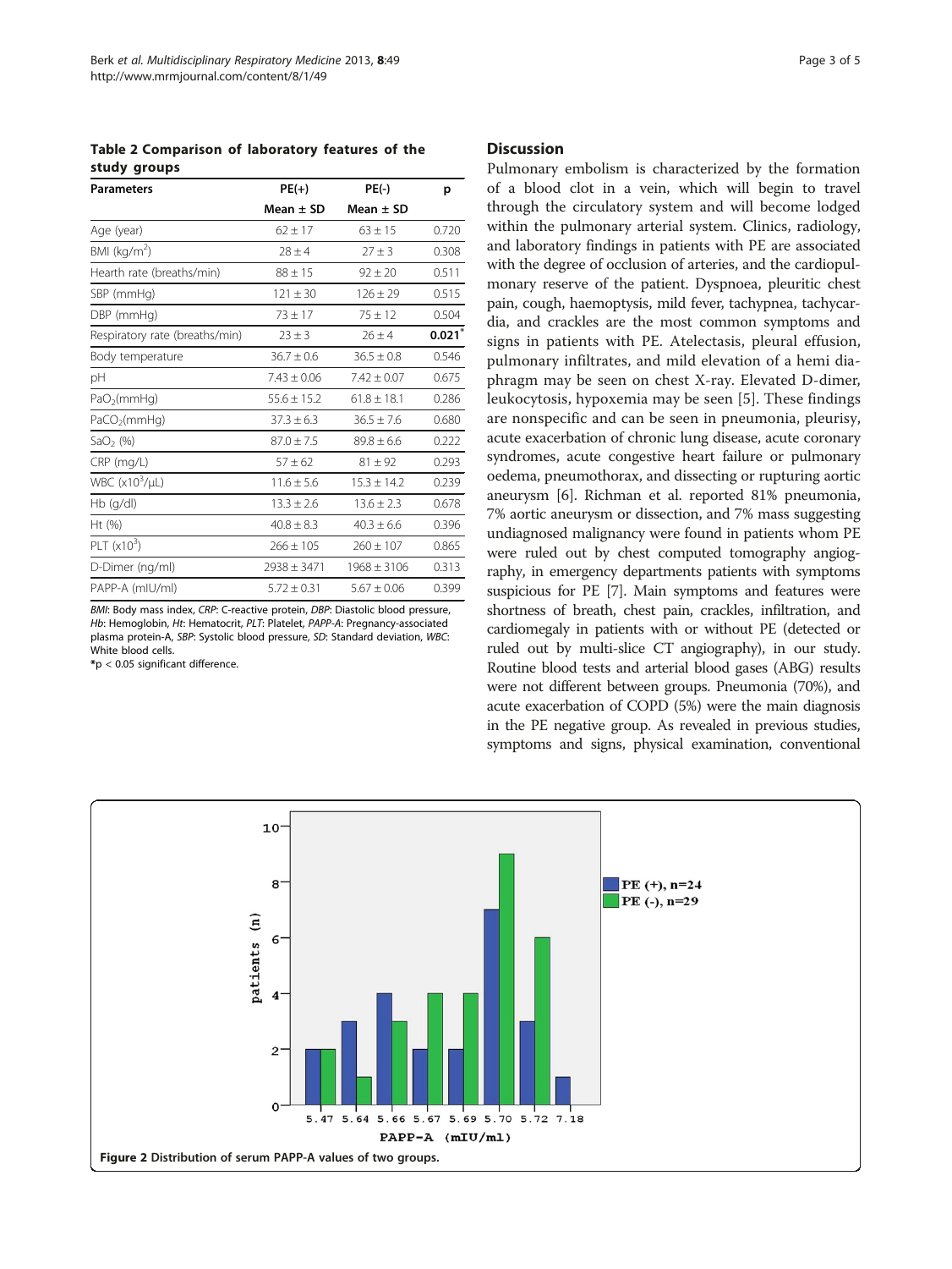**Table 2 Comparison of laboratory features of the study groups**

| Parameters | PE(+) | PE(-) | p |
|---|---|---|---|
| | Mean ± SD | Mean ± SD | |
| Age (year) | 62 ± 17 | 63 ± 15 | 0.720 |
| BMI ($kg/m^2$) | 28 ± 4 | 27 ± 3 | 0.308 |
| Hearth rate (breaths/min) | 88 ± 15 | 92 ± 20 | 0.511 |
| SBP (mmHg) | 121 ± 30 | 126 ± 29 | 0.515 |
| DBP (mmHg) | 73 ± 17 | 75 ± 12 | 0.504 |
| Respiratory rate (breaths/min) | 23 ± 3 | 26 ± 4 | **0.021*** |
| Body temperature | 36.7 ± 0.6 | 36.5 ± 0.8 | 0.546 |
| pH | 7.43 ± 0.06 | 7.42 ± 0.07 | 0.675 |
| $PaO_2$(mmHg) | 55.6 ± 15.2 | 61.8 ± 18.1 | 0.286 |
| $PaCO_2$(mmHg) | 37.3 ± 6.3 | 36.5 ± 7.6 | 0.680 |
| $SaO_2$ (%) | 87.0 ± 7.5 | 89.8 ± 6.6 | 0.222 |
| CRP (mg/L) | 57 ± 62 | 81 ± 92 | 0.293 |
| WBC ($x10^3$/μL) | 11.6 ± 5.6 | 15.3 ± 14.2 | 0.239 |
| Hb (g/dl) | 13.3 ± 2.6 | 13.6 ± 2.3 | 0.678 |
| Ht (%) | 40.8 ± 8.3 | 40.3 ± 6.6 | 0.396 |
| PLT ($x10^3$) | 266 ± 105 | 260 ± 107 | 0.865 |
| D-Dimer (ng/ml) | 2938 ± 3471 | 1968 ± 3106 | 0.313 |
| PAPP-A (mIU/ml) | 5.72 ± 0.31 | 5.67 ± 0.06 | 0.399 |

*BMI*: Body mass index, *CRP*: C-reactive protein, *DBP*: Diastolic blood pressure, *Hb*: Hemoglobin, *Ht*: Hematocrit, *PLT*: Platelet, *PAPP-A*: Pregnancy-associated plasma protein-A, *SBP*: Systolic blood pressure, *SD*: Standard deviation, *WBC*: White blood cells.

*$p < 0.05$ significant difference.

## Discussion

Pulmonary embolism is characterized by the formation of a blood clot in a vein, which will begin to travel through the circulatory system and will become lodged within the pulmonary arterial system. Clinics, radiology, and laboratory findings in patients with PE are associated with the degree of occlusion of arteries, and the cardiopulmonary reserve of the patient. Dyspnoea, pleuritic chest pain, cough, haemoptysis, mild fever, tachypnea, tachycardia, and crackles are the most common symptoms and signs in patients with PE. Atelectasis, pleural effusion, pulmonary infiltrates, and mild elevation of a hemi diaphragm may be seen on chest X-ray. Elevated D-dimer, leukocytosis, hypoxemia may be seen [5]. These findings are nonspecific and can be seen in pneumonia, pleurisy, acute exacerbation of chronic lung disease, acute coronary syndromes, acute congestive heart failure or pulmonary oedema, pneumothorax, and dissecting or rupturing aortic aneurysm [6]. Richman et al. reported 81% pneumonia, 7% aortic aneurysm or dissection, and 7% mass suggesting undiagnosed malignancy were found in patients whom PE were ruled out by chest computed tomography angiography, in emergency departments patients with symptoms suspicious for PE [7]. Main symptoms and features were shortness of breath, chest pain, crackles, infiltration, and cardiomegaly in patients with or without PE (detected or ruled out by multi-slice CT angiography), in our study. Routine blood tests and arterial blood gases (ABG) results were not different between groups. Pneumonia (70%), and acute exacerbation of COPD (5%) were the main diagnosis in the PE negative group. As revealed in previous studies, symptoms and signs, physical examination, conventional

Figure 2 Distribution of serum PAPP-A values of two groups.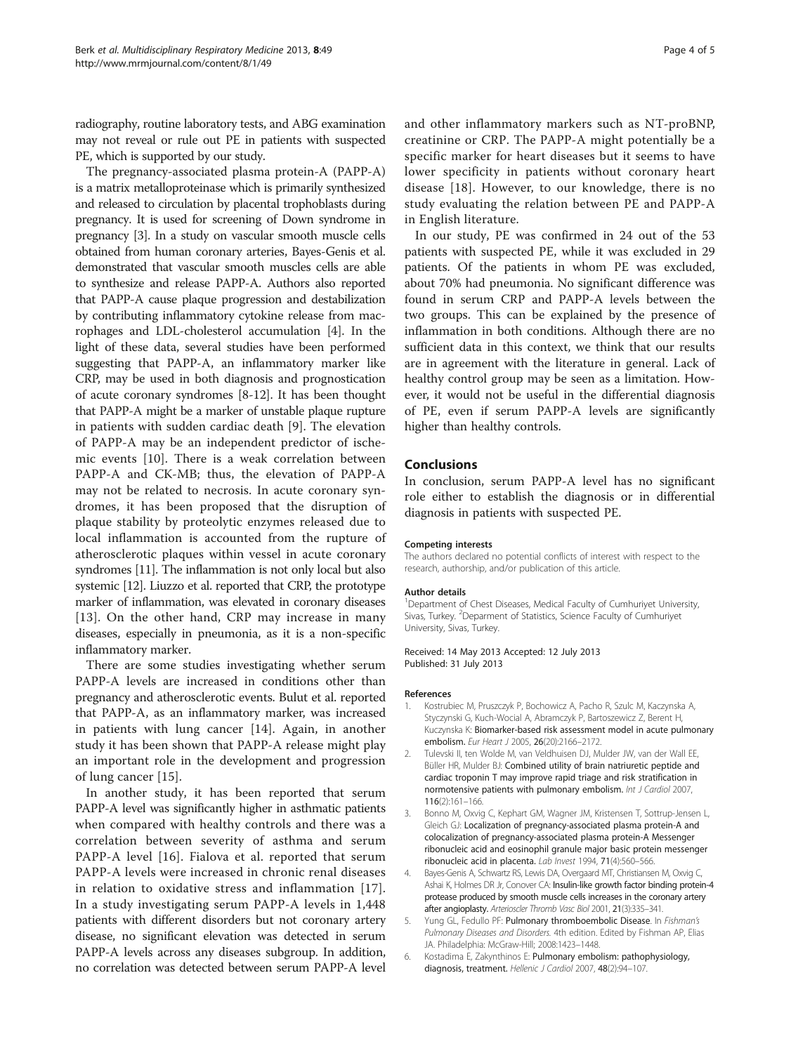radiography, routine laboratory tests, and ABG examination may not reveal or rule out PE in patients with suspected PE, which is supported by our study.

The pregnancy-associated plasma protein-A (PAPP-A) is a matrix metalloproteinase which is primarily synthesized and released to circulation by placental trophoblasts during pregnancy. It is used for screening of Down syndrome in pregnancy [3]. In a study on vascular smooth muscle cells obtained from human coronary arteries, Bayes-Genis et al. demonstrated that vascular smooth muscles cells are able to synthesize and release PAPP-A. Authors also reported that PAPP-A cause plaque progression and destabilization by contributing inflammatory cytokine release from macrophages and LDL-cholesterol accumulation [4]. In the light of these data, several studies have been performed suggesting that PAPP-A, an inflammatory marker like CRP, may be used in both diagnosis and prognostication of acute coronary syndromes [8-12]. It has been thought that PAPP-A might be a marker of unstable plaque rupture in patients with sudden cardiac death [9]. The elevation of PAPP-A may be an independent predictor of ischemic events [10]. There is a weak correlation between PAPP-A and CK-MB; thus, the elevation of PAPP-A may not be related to necrosis. In acute coronary syndromes, it has been proposed that the disruption of plaque stability by proteolytic enzymes released due to local inflammation is accounted from the rupture of atherosclerotic plaques within vessel in acute coronary syndromes [11]. The inflammation is not only local but also systemic [12]. Liuzzo et al. reported that CRP, the prototype marker of inflammation, was elevated in coronary diseases [13]. On the other hand, CRP may increase in many diseases, especially in pneumonia, as it is a non-specific inflammatory marker.

There are some studies investigating whether serum PAPP-A levels are increased in conditions other than pregnancy and atherosclerotic events. Bulut et al. reported that PAPP-A, as an inflammatory marker, was increased in patients with lung cancer [14]. Again, in another study it has been shown that PAPP-A release might play an important role in the development and progression of lung cancer [15].

In another study, it has been reported that serum PAPP-A level was significantly higher in asthmatic patients when compared with healthy controls and there was a correlation between severity of asthma and serum PAPP-A level [16]. Fialova et al. reported that serum PAPP-A levels were increased in chronic renal diseases in relation to oxidative stress and inflammation [17]. In a study investigating serum PAPP-A levels in 1,448 patients with different disorders but not coronary artery disease, no significant elevation was detected in serum PAPP-A levels across any diseases subgroup. In addition, no correlation was detected between serum PAPP-A level and other inflammatory markers such as NT-proBNP, creatinine or CRP. The PAPP-A might potentially be a specific marker for heart diseases but it seems to have lower specificity in patients without coronary heart disease [18]. However, to our knowledge, there is no study evaluating the relation between PE and PAPP-A in English literature.

In our study, PE was confirmed in 24 out of the 53 patients with suspected PE, while it was excluded in 29 patients. Of the patients in whom PE was excluded, about 70% had pneumonia. No significant difference was found in serum CRP and PAPP-A levels between the two groups. This can be explained by the presence of inflammation in both conditions. Although there are no sufficient data in this context, we think that our results are in agreement with the literature in general. Lack of healthy control group may be seen as a limitation. However, it would not be useful in the differential diagnosis of PE, even if serum PAPP-A levels are significantly higher than healthy controls.

## Conclusions

In conclusion, serum PAPP-A level has no significant role either to establish the diagnosis or in differential diagnosis in patients with suspected PE.

#### Competing interests

The authors declared no potential conflicts of interest with respect to the research, authorship, and/or publication of this article.

#### Author details

[1]Department of Chest Diseases, Medical Faculty of Cumhuriyet University, Sivas, Turkey. [2]Department of Statistics, Science Faculty of Cumhuriyet University, Sivas, Turkey.

Received: 14 May 2013 Accepted: 12 July 2013
Published: 31 July 2013

#### References

1. Kostrubiec M, Pruszczyk P, Bochowicz A, Pacho R, Szulc M, Kaczynska A, Styczynski G, Kuch-Wocial A, Abramczyk P, Bartoszewicz Z, Berent H, Kuczynska K: **Biomarker-based risk assessment model in acute pulmonary embolism.** *Eur Heart J* 2005, **26**(20):2166–2172.
2. Tulevski II, ten Wolde M, van Veldhuisen DJ, Mulder JW, van der Wall EE, Büller HR, Mulder BJ: **Combined utility of brain natriuretic peptide and cardiac troponin T may improve rapid triage and risk stratification in normotensive patients with pulmonary embolism.** *Int J Cardiol* 2007, **116**(2):161–166.
3. Bonno M, Oxvig C, Kephart GM, Wagner JM, Kristensen T, Sottrup-Jensen L, Gleich GJ: **Localization of pregnancy-associated plasma protein-A and colocalization of pregnancy-associated plasma protein-A Messenger ribonucleic acid and eosinophil granule major basic protein messenger ribonucleic acid in placenta.** *Lab Invest* 1994, **71**(4):560–566.
4. Bayes-Genis A, Schwartz RS, Lewis DA, Overgaard MT, Christiansen M, Oxvig C, Ashai K, Holmes DR Jr, Conover CA: **Insulin-like growth factor binding protein-4 protease produced by smooth muscle cells increases in the coronary artery after angioplasty.** *Arterioscler Thromb Vasc Biol* 2001, **21**(3):335–341.
5. Yung GL, Fedullo PF: **Pulmonary thromboembolic Disease.** In *Fishman's Pulmonary Diseases and Disorders.* 4th edition. Edited by Fishman AP, Elias JA. Philadelphia: McGraw-Hill; 2008:1423–1448.
6. Kostadima E, Zakynthinos E: **Pulmonary embolism: pathophysiology, diagnosis, treatment.** *Hellenic J Cardiol* 2007, **48**(2):94–107.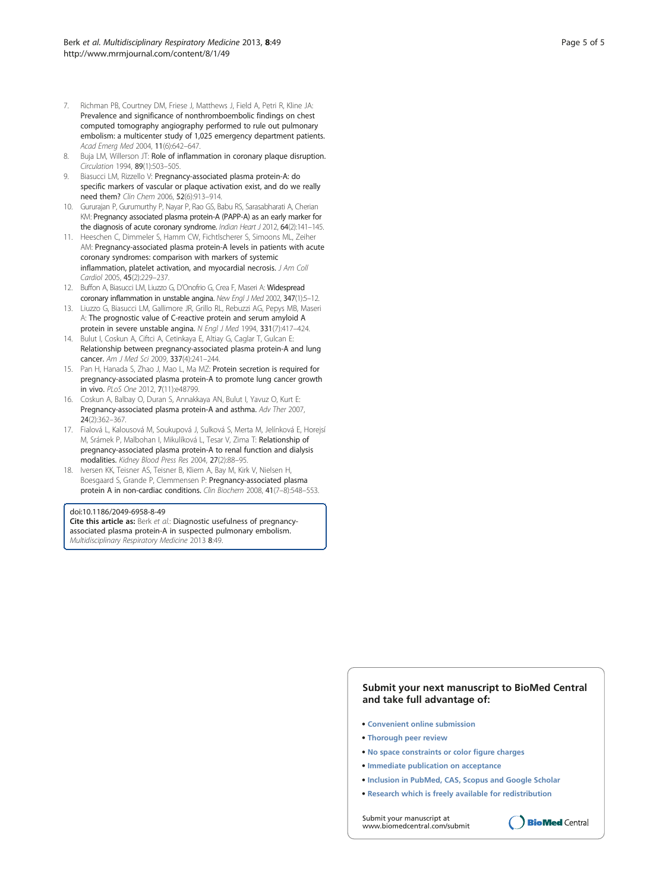7. Richman PB, Courtney DM, Friese J, Matthews J, Field A, Petri R, Kline JA: Prevalence and significance of nonthromboembolic findings on chest computed tomography angiography performed to rule out pulmonary embolism: a multicenter study of 1,025 emergency department patients. *Acad Emerg Med* 2004, **11**(6):642–647.
8. Buja LM, Willerson JT: Role of inflammation in coronary plaque disruption. *Circulation* 1994, **89**(1):503–505.
9. Biasucci LM, Rizzello V: Pregnancy-associated plasma protein-A: do specific markers of vascular or plaque activation exist, and do we really need them? *Clin Chem* 2006, **52**(6):913–914.
10. Gururajan P, Gurumurthy P, Nayar P, Rao GS, Babu RS, Sarasabharati A, Cherian KM: Pregnancy associated plasma protein-A (PAPP-A) as an early marker for the diagnosis of acute coronary syndrome. *Indian Heart J* 2012, **64**(2):141–145.
11. Heeschen C, Dimmeler S, Hamm CW, Fichtlscherer S, Simoons ML, Zeiher AM: Pregnancy-associated plasma protein-A levels in patients with acute coronary syndromes: comparison with markers of systemic inflammation, platelet activation, and myocardial necrosis. *J Am Coll Cardiol* 2005, **45**(2):229–237.
12. Buffon A, Biasucci LM, Liuzzo G, D'Onofrio G, Crea F, Maseri A: Widespread coronary inflammation in unstable angina. *New Engl J Med* 2002, **347**(1):5–12.
13. Liuzzo G, Biasucci LM, Gallimore JR, Grillo RL, Rebuzzi AG, Pepys MB, Maseri A: The prognostic value of C-reactive protein and serum amyloid A protein in severe unstable angina. *N Engl J Med* 1994, **331**(7):417–424.
14. Bulut I, Coskun A, Ciftci A, Cetinkaya E, Altiay G, Caglar T, Gulcan E: Relationship between pregnancy-associated plasma protein-A and lung cancer. *Am J Med Sci* 2009, **337**(4):241–244.
15. Pan H, Hanada S, Zhao J, Mao L, Ma MZ: Protein secretion is required for pregnancy-associated plasma protein-A to promote lung cancer growth in vivo. *PLoS One* 2012, **7**(11):e48799.
16. Coskun A, Balbay O, Duran S, Annakkaya AN, Bulut I, Yavuz O, Kurt E: Pregnancy-associated plasma protein-A and asthma. *Adv Ther* 2007, **24**(2):362–367.
17. Fialová L, Kalousová M, Soukupová J, Sulková S, Merta M, Jelínková E, Horejší M, Srámek P, Malbohan I, Mikulíková L, Tesar V, Zima T: Relationship of pregnancy-associated plasma protein-A to renal function and dialysis modalities. *Kidney Blood Press Res* 2004, **27**(2):88–95.
18. Iversen KK, Teisner AS, Teisner B, Kliem A, Bay M, Kirk V, Nielsen H, Boesgaard S, Grande P, Clemmensen P: Pregnancy-associated plasma protein A in non-cardiac conditions. *Clin Biochem* 2008, **41**(7–8):548–553.

doi:10.1186/2049-6958-8-49

**Cite this article as:** Berk *et al.*: Diagnostic usefulness of pregnancy-associated plasma protein-A in suspected pulmonary embolism. *Multidisciplinary Respiratory Medicine* 2013 **8**:49.

**Submit your next manuscript to BioMed Central and take full advantage of:**

- **Convenient online submission**
- **Thorough peer review**
- **No space constraints or color figure charges**
- **Immediate publication on acceptance**
- **Inclusion in PubMed, CAS, Scopus and Google Scholar**
- **Research which is freely available for redistribution**

Submit your manuscript at
www.biomedcentral.com/submit

BioMed Central